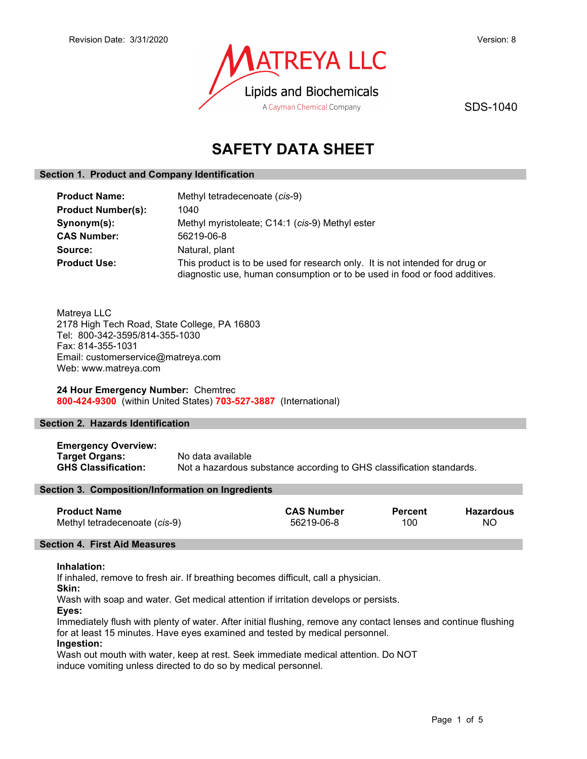Revision Date: 3/31/2020

Version: 8

MATREYA LLC
Lipids and Biochemicals
A Cayman Chemical Company

SDS-1040

# SAFETY DATA SHEET

## Section 1. Product and Company Identification

**Product Name:** Methyl tetradecenoate (*cis*-9)

**Product Number(s):** 1040

**Synonym(s):** Methyl myristoleate; C14:1 (*cis*-9) Methyl ester

**CAS Number:** 56219-06-8

**Source:** Natural, plant

**Product Use:** This product is to be used for research only. It is not intended for drug or diagnostic use, human consumption or to be used in food or food additives.

Matreya LLC
2178 High Tech Road, State College, PA 16803
Tel: 800-342-3595/814-355-1030
Fax: 814-355-1031
Email: customerservice@matreya.com
Web: www.matreya.com

**24 Hour Emergency Number:** Chemtrec
**800-424-9300** (within United States) **703-527-3887** (International)

## Section 2. Hazards Identification

**Emergency Overview:**

**Target Organs:** No data available

**GHS Classification:** Not a hazardous substance according to GHS classification standards.

## Section 3. Composition/Information on Ingredients

| Product Name | CAS Number | Percent | Hazardous |
|---|---|---|---|
| Methyl tetradecenoate (*cis*-9) | 56219-06-8 | 100 | NO |

## Section 4. First Aid Measures

**Inhalation:**
If inhaled, remove to fresh air. If breathing becomes difficult, call a physician.

**Skin:**
Wash with soap and water. Get medical attention if irritation develops or persists.

**Eyes:**
Immediately flush with plenty of water. After initial flushing, remove any contact lenses and continue flushing for at least 15 minutes. Have eyes examined and tested by medical personnel.

**Ingestion:**
Wash out mouth with water, keep at rest. Seek immediate medical attention. Do NOT induce vomiting unless directed to do so by medical personnel.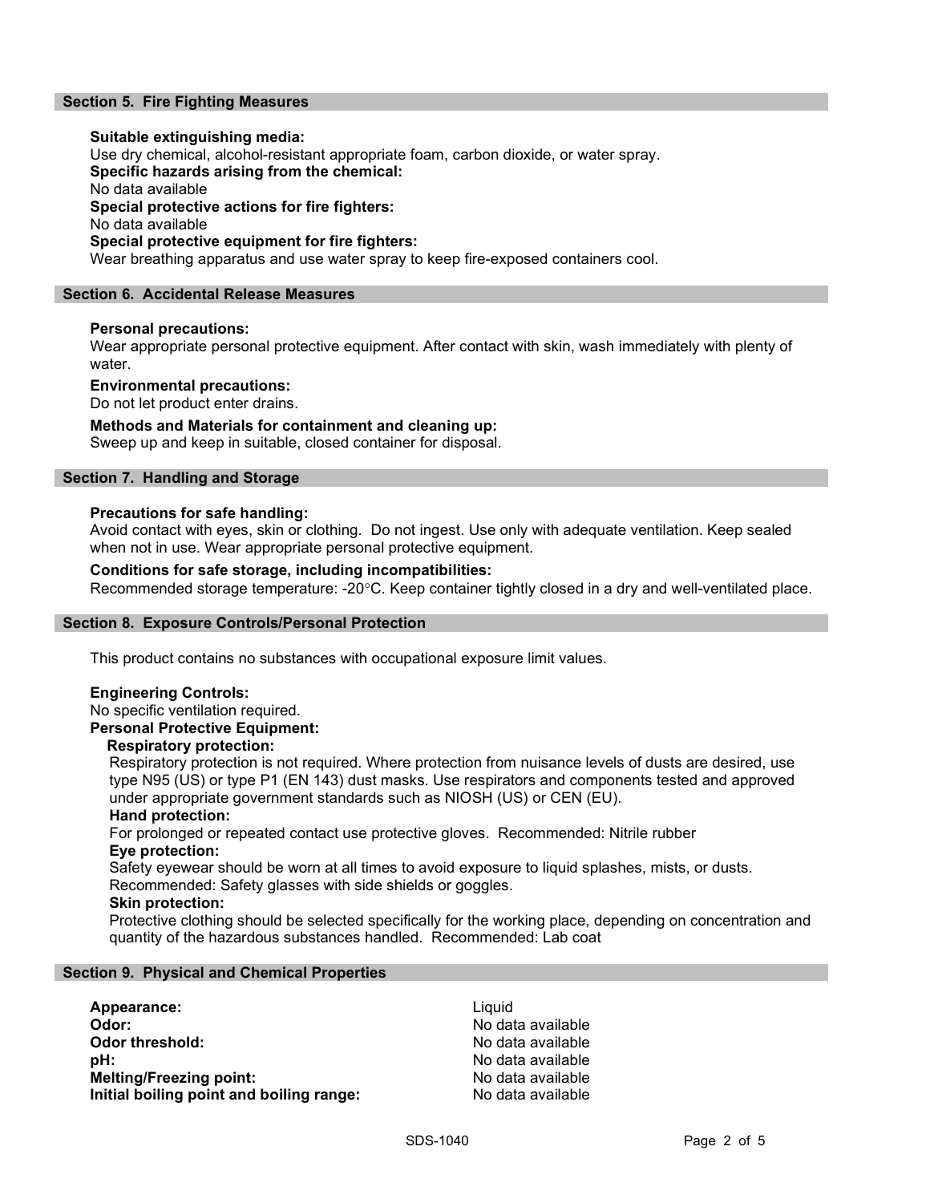## Section 5. Fire Fighting Measures

**Suitable extinguishing media:**
Use dry chemical, alcohol-resistant appropriate foam, carbon dioxide, or water spray.
**Specific hazards arising from the chemical:**
No data available
**Special protective actions for fire fighters:**
No data available
**Special protective equipment for fire fighters:**
Wear breathing apparatus and use water spray to keep fire-exposed containers cool.

## Section 6. Accidental Release Measures

**Personal precautions:**
Wear appropriate personal protective equipment. After contact with skin, wash immediately with plenty of water.

**Environmental precautions:**
Do not let product enter drains.

**Methods and Materials for containment and cleaning up:**
Sweep up and keep in suitable, closed container for disposal.

## Section 7. Handling and Storage

**Precautions for safe handling:**
Avoid contact with eyes, skin or clothing. Do not ingest. Use only with adequate ventilation. Keep sealed when not in use. Wear appropriate personal protective equipment.

**Conditions for safe storage, including incompatibilities:**
Recommended storage temperature: -20°C. Keep container tightly closed in a dry and well-ventilated place.

## Section 8. Exposure Controls/Personal Protection

This product contains no substances with occupational exposure limit values.

**Engineering Controls:**
No specific ventilation required.
**Personal Protective Equipment:**

**Respiratory protection:**
Respiratory protection is not required. Where protection from nuisance levels of dusts are desired, use type N95 (US) or type P1 (EN 143) dust masks. Use respirators and components tested and approved under appropriate government standards such as NIOSH (US) or CEN (EU).

**Hand protection:**
For prolonged or repeated contact use protective gloves. Recommended: Nitrile rubber

**Eye protection:**
Safety eyewear should be worn at all times to avoid exposure to liquid splashes, mists, or dusts. Recommended: Safety glasses with side shields or goggles.

**Skin protection:**
Protective clothing should be selected specifically for the working place, depending on concentration and quantity of the hazardous substances handled. Recommended: Lab coat

## Section 9. Physical and Chemical Properties

| | |
|---|---|
| **Appearance:** | Liquid |
| **Odor:** | No data available |
| **Odor threshold:** | No data available |
| **pH:** | No data available |
| **Melting/Freezing point:** | No data available |
| **Initial boiling point and boiling range:** | No data available |

SDS-1040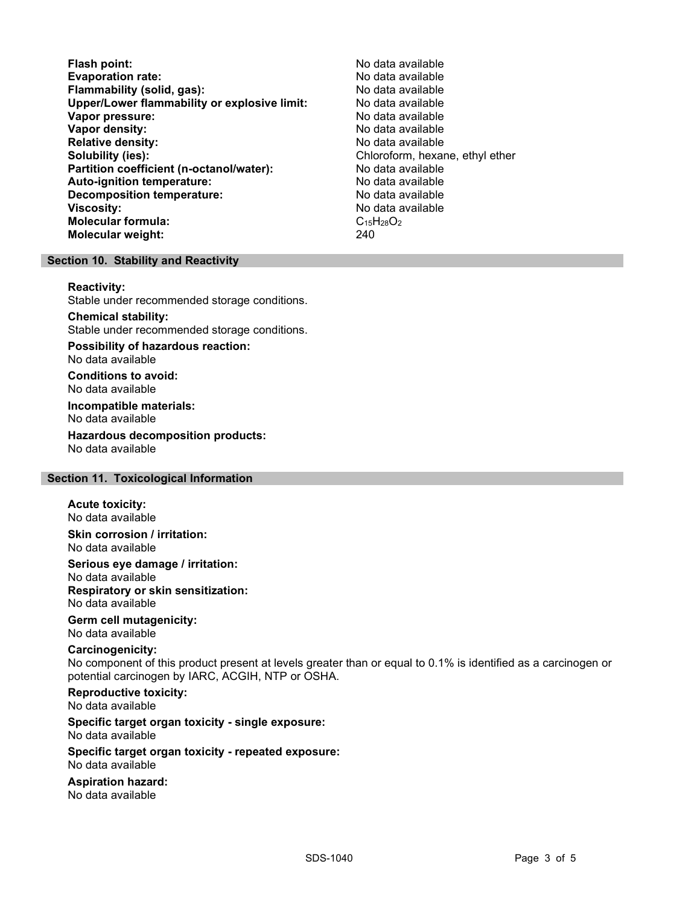**Flash point:** No data available
**Evaporation rate:** No data available
**Flammability (solid, gas):** No data available
**Upper/Lower flammability or explosive limit:** No data available
**Vapor pressure:** No data available
**Vapor density:** No data available
**Relative density:** No data available
**Solubility (ies):** Chloroform, hexane, ethyl ether
**Partition coefficient (n-octanol/water):** No data available
**Auto-ignition temperature:** No data available
**Decomposition temperature:** No data available
**Viscosity:** No data available
**Molecular formula:** $C_{15}H_{28}O_2$
**Molecular weight:** 240

## Section 10. Stability and Reactivity

**Reactivity:**
Stable under recommended storage conditions.

**Chemical stability:**
Stable under recommended storage conditions.

**Possibility of hazardous reaction:**
No data available

**Conditions to avoid:**
No data available

**Incompatible materials:**
No data available

**Hazardous decomposition products:**
No data available

## Section 11. Toxicological Information

**Acute toxicity:**
No data available

**Skin corrosion / irritation:**
No data available

**Serious eye damage / irritation:**
No data available

**Respiratory or skin sensitization:**
No data available

**Germ cell mutagenicity:**
No data available

**Carcinogenicity:**
No component of this product present at levels greater than or equal to 0.1% is identified as a carcinogen or potential carcinogen by IARC, ACGIH, NTP or OSHA.

**Reproductive toxicity:**
No data available

**Specific target organ toxicity - single exposure:**
No data available

**Specific target organ toxicity - repeated exposure:**
No data available

**Aspiration hazard:**
No data available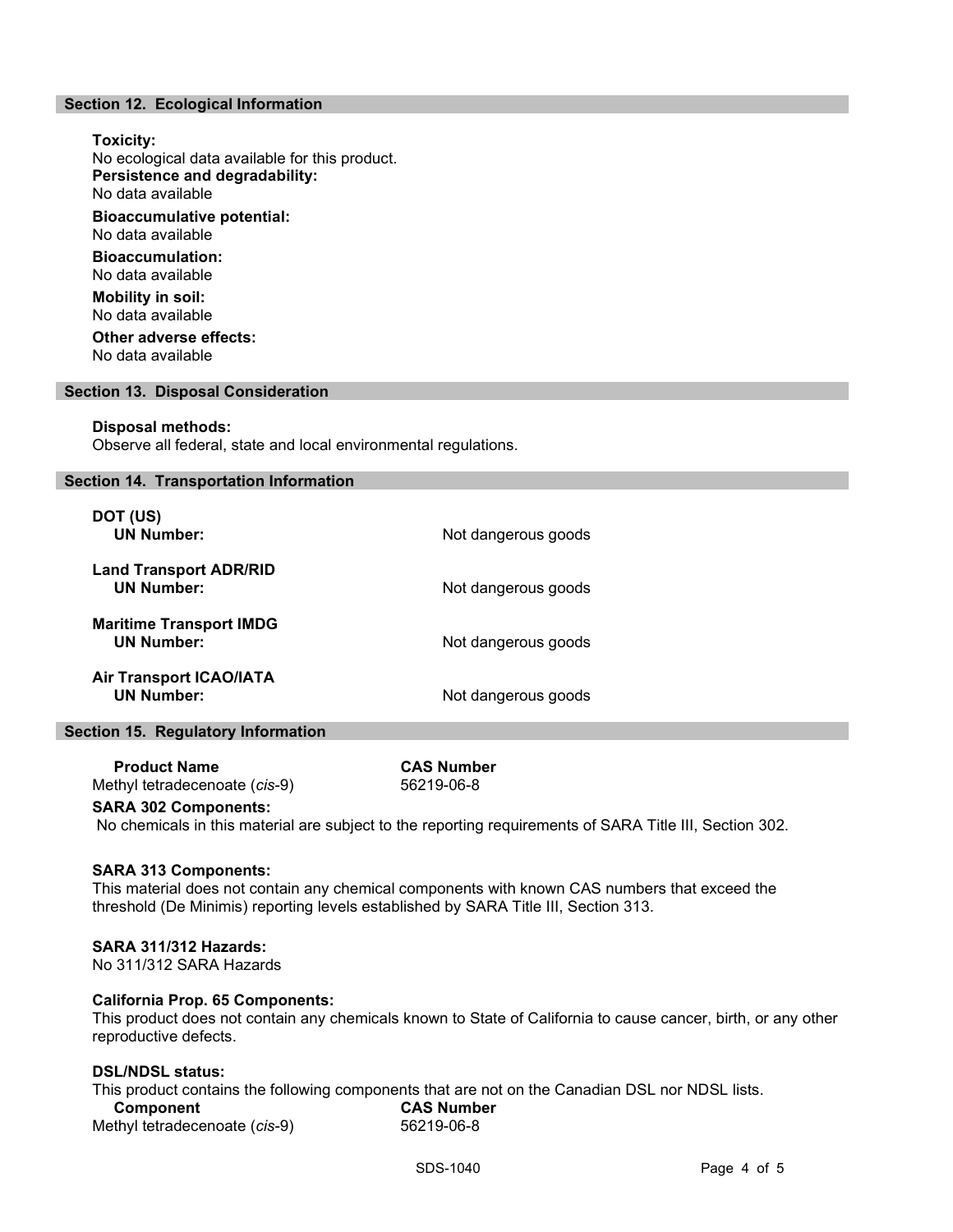## Section 12. Ecological Information

**Toxicity:**
No ecological data available for this product.

**Persistence and degradability:**
No data available

**Bioaccumulative potential:**
No data available

**Bioaccumulation:**
No data available

**Mobility in soil:**
No data available

**Other adverse effects:**
No data available

## Section 13. Disposal Consideration

**Disposal methods:**
Observe all federal, state and local environmental regulations.

## Section 14. Transportation Information

| | |
|---|---|
| **DOT (US)** | |
| **UN Number:** | Not dangerous goods |
| **Land Transport ADR/RID** | |
| **UN Number:** | Not dangerous goods |
| **Maritime Transport IMDG** | |
| **UN Number:** | Not dangerous goods |
| **Air Transport ICAO/IATA** | |
| **UN Number:** | Not dangerous goods |

## Section 15. Regulatory Information

| Product Name | CAS Number |
|---|---|
| Methyl tetradecenoate (*cis*-9) | 56219-06-8 |

**SARA 302 Components:**
No chemicals in this material are subject to the reporting requirements of SARA Title III, Section 302.

**SARA 313 Components:**
This material does not contain any chemical components with known CAS numbers that exceed the threshold (De Minimis) reporting levels established by SARA Title III, Section 313.

**SARA 311/312 Hazards:**
No 311/312 SARA Hazards

**California Prop. 65 Components:**
This product does not contain any chemicals known to State of California to cause cancer, birth, or any other reproductive defects.

**DSL/NDSL status:**
This product contains the following components that are not on the Canadian DSL nor NDSL lists.

| Component | CAS Number |
|---|---|
| Methyl tetradecenoate (*cis*-9) | 56219-06-8 |

SDS-1040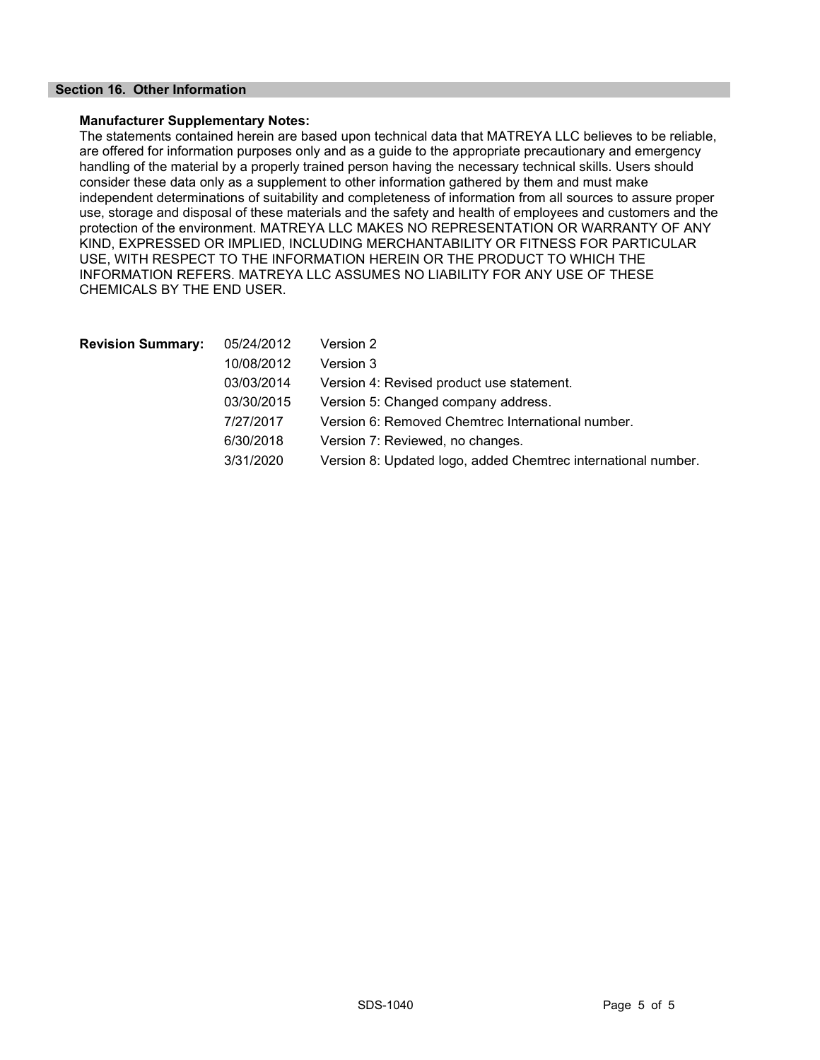## Section 16. Other Information

**Manufacturer Supplementary Notes:**

The statements contained herein are based upon technical data that MATREYA LLC believes to be reliable, are offered for information purposes only and as a guide to the appropriate precautionary and emergency handling of the material by a properly trained person having the necessary technical skills. Users should consider these data only as a supplement to other information gathered by them and must make independent determinations of suitability and completeness of information from all sources to assure proper use, storage and disposal of these materials and the safety and health of employees and customers and the protection of the environment. MATREYA LLC MAKES NO REPRESENTATION OR WARRANTY OF ANY KIND, EXPRESSED OR IMPLIED, INCLUDING MERCHANTABILITY OR FITNESS FOR PARTICULAR USE, WITH RESPECT TO THE INFORMATION HEREIN OR THE PRODUCT TO WHICH THE INFORMATION REFERS. MATREYA LLC ASSUMES NO LIABILITY FOR ANY USE OF THESE CHEMICALS BY THE END USER.

| | | |
|---|---|---|
| **Revision Summary:** | 05/24/2012 | Version 2 |
| | 10/08/2012 | Version 3 |
| | 03/03/2014 | Version 4: Revised product use statement. |
| | 03/30/2015 | Version 5: Changed company address. |
| | 7/27/2017 | Version 6: Removed Chemtrec International number. |
| | 6/30/2018 | Version 7: Reviewed, no changes. |
| | 3/31/2020 | Version 8: Updated logo, added Chemtrec international number. |

SDS-1040